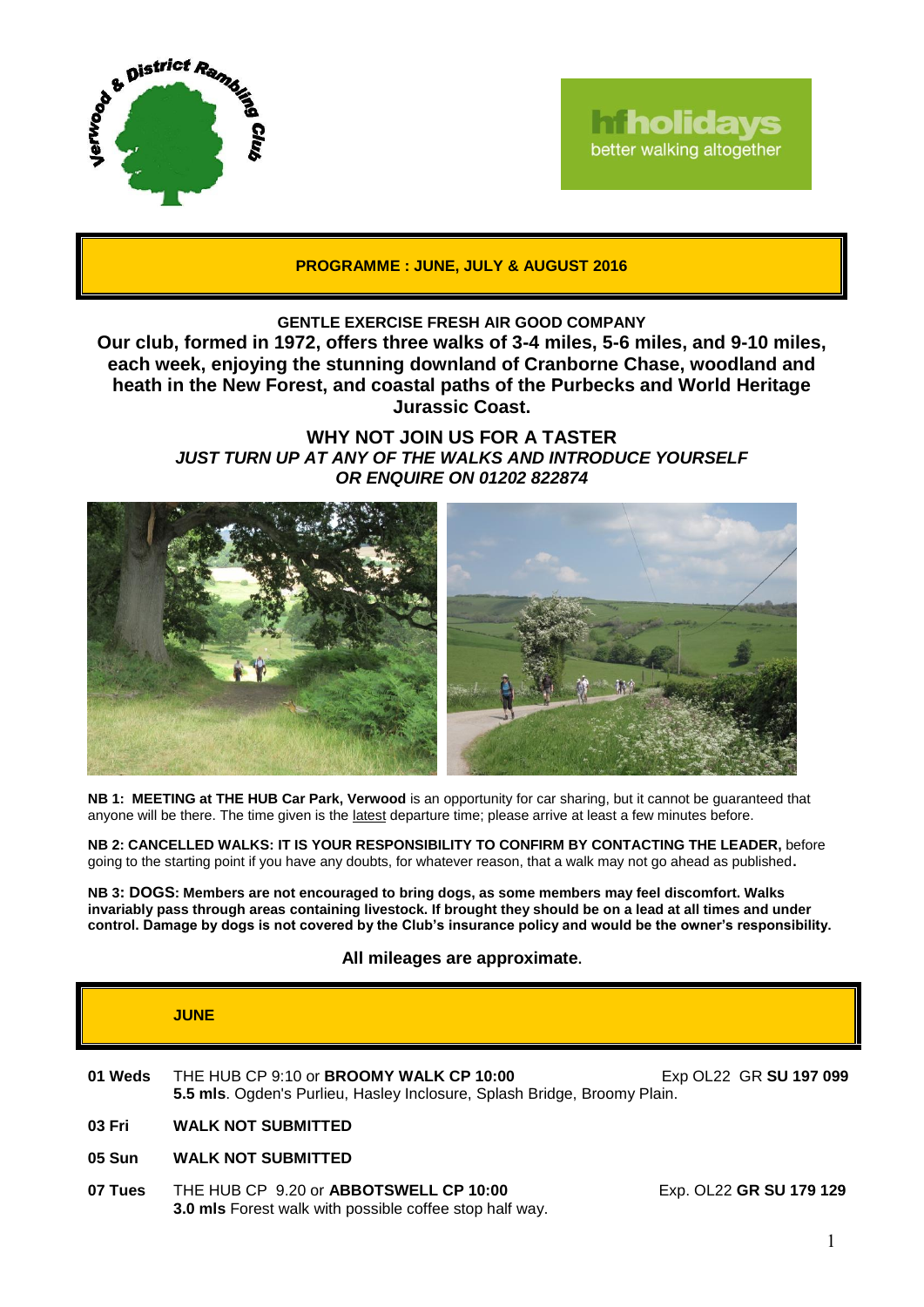Verwood & District Rambling Club

hfholidays better walking altogether

## PROGRAMME : JUNE, JULY & AUGUST 2016

**GENTLE EXERCISE FRESH AIR GOOD COMPANY**

**Our club, formed in 1972, offers three walks of 3-4 miles, 5-6 miles, and 9-10 miles, each week, enjoying the stunning downland of Cranborne Chase, woodland and heath in the New Forest, and coastal paths of the Purbecks and World Heritage Jurassic Coast.**

**WHY NOT JOIN US FOR A TASTER**

***JUST TURN UP AT ANY OF THE WALKS AND INTRODUCE YOURSELF***
***OR ENQUIRE ON 01202 822874***

**NB 1: MEETING at THE HUB Car Park, Verwood** is an opportunity for car sharing, but it cannot be guaranteed that anyone will be there. The time given is the latest departure time; please arrive at least a few minutes before.

**NB 2: CANCELLED WALKS: IT IS YOUR RESPONSIBILITY TO CONFIRM BY CONTACTING THE LEADER,** before going to the starting point if you have any doubts, for whatever reason, that a walk may not go ahead as published.

**NB 3: DOGS: Members are not encouraged to bring dogs, as some members may feel discomfort. Walks invariably pass through areas containing livestock. If brought they should be on a lead at all times and under control. Damage by dogs is not covered by the Club's insurance policy and would be the owner's responsibility.**

**All mileages are approximate.**

## JUNE

**01 Weds** THE HUB CP 9:10 or **BROOMY WALK CP 10:00** Exp OL22 GR **SU 197 099**
**5.5 mls**. Ogden's Purlieu, Hasley Inclosure, Splash Bridge, Broomy Plain.

**03 Fri** **WALK NOT SUBMITTED**

**05 Sun** **WALK NOT SUBMITTED**

**07 Tues** THE HUB CP 9.20 or **ABBOTSWELL CP 10:00** Exp. OL22 **GR SU 179 129**
**3.0 mls** Forest walk with possible coffee stop half way.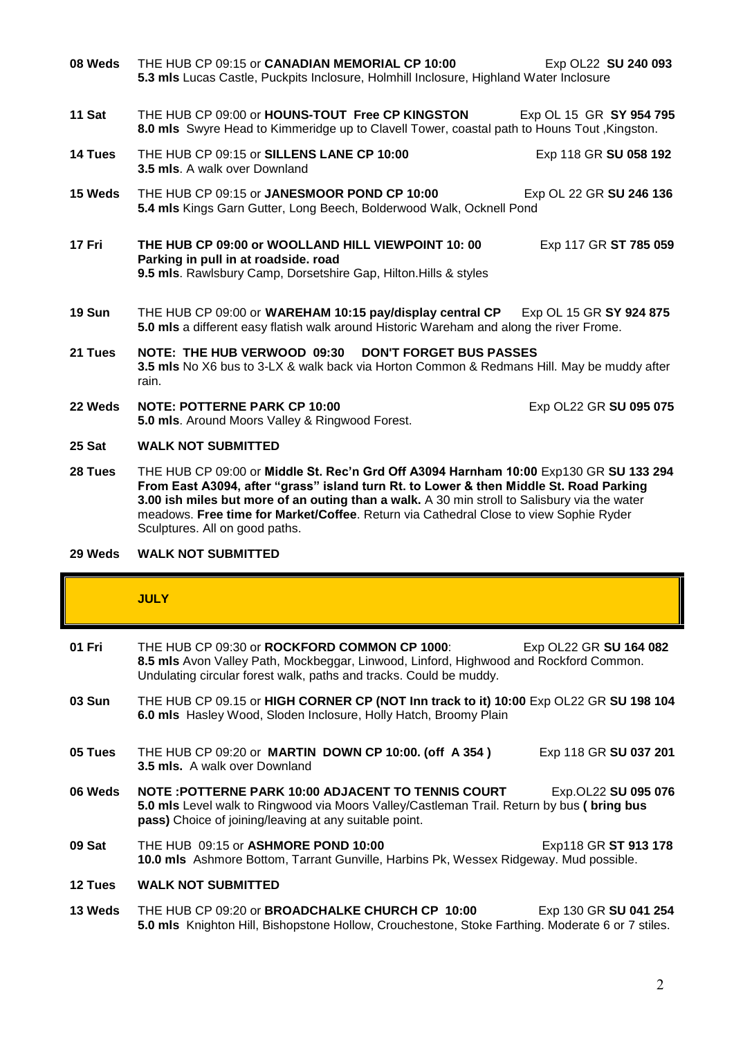**08 Weds** THE HUB CP 09:15 or **CANADIAN MEMORIAL CP 10:00** Exp OL22 **SU 240 093**
**5.3 mls** Lucas Castle, Puckpits Inclosure, Holmhill Inclosure, Highland Water Inclosure

**11 Sat** THE HUB CP 09:00 or **HOUNS-TOUT Free CP KINGSTON** Exp OL 15 GR **SY 954 795**
**8.0 mls** Swyre Head to Kimmeridge up to Clavell Tower, coastal path to Houns Tout ,Kingston.

**14 Tues** THE HUB CP 09:15 or **SILLENS LANE CP 10:00** Exp 118 GR **SU 058 192**
**3.5 mls**. A walk over Downland

**15 Weds** THE HUB CP 09:15 or **JANESMOOR POND CP 10:00** Exp OL 22 GR **SU 246 136**
**5.4 mls** Kings Garn Gutter, Long Beech, Bolderwood Walk, Ocknell Pond

**17 Fri** **THE HUB CP 09:00 or WOOLLAND HILL VIEWPOINT 10: 00** Exp 117 GR **ST 785 059**
**Parking in pull in at roadside. road**
**9.5 mls**. Rawlsbury Camp, Dorsetshire Gap, Hilton.Hills & styles

**19 Sun** THE HUB CP 09:00 or **WAREHAM 10:15 pay/display central CP** Exp OL 15 GR **SY 924 875**
**5.0 mls** a different easy flatish walk around Historic Wareham and along the river Frome.

**21 Tues** **NOTE: THE HUB VERWOOD 09:30 DON'T FORGET BUS PASSES**
**3.5 mls** No X6 bus to 3-LX & walk back via Horton Common & Redmans Hill. May be muddy after rain.

**22 Weds** **NOTE: POTTERNE PARK CP 10:00** Exp OL22 GR **SU 095 075**
**5.0 mls**. Around Moors Valley & Ringwood Forest.

**25 Sat** **WALK NOT SUBMITTED**

**28 Tues** THE HUB CP 09:00 or **Middle St. Rec'n Grd Off A3094 Harnham 10:00** Exp130 GR **SU 133 294**
**From East A3094, after "grass" island turn Rt. to Lower & then Middle St. Road Parking**
**3.00 ish miles but more of an outing than a walk.** A 30 min stroll to Salisbury via the water meadows. **Free time for Market/Coffee**. Return via Cathedral Close to view Sophie Ryder Sculptures. All on good paths.

**29 Weds** **WALK NOT SUBMITTED**

## JULY

**01 Fri** THE HUB CP 09:30 or **ROCKFORD COMMON CP 1000**: Exp OL22 GR **SU 164 082**
**8.5 mls** Avon Valley Path, Mockbeggar, Linwood, Linford, Highwood and Rockford Common. Undulating circular forest walk, paths and tracks. Could be muddy.

**03 Sun** THE HUB CP 09.15 or **HIGH CORNER CP (NOT Inn track to it) 10:00** Exp OL22 GR **SU 198 104**
**6.0 mls** Hasley Wood, Sloden Inclosure, Holly Hatch, Broomy Plain

**05 Tues** THE HUB CP 09:20 or **MARTIN DOWN CP 10:00. (off A 354 )** Exp 118 GR **SU 037 201**
**3.5 mls.** A walk over Downland

**06 Weds** **NOTE :POTTERNE PARK 10:00 ADJACENT TO TENNIS COURT** Exp.OL22 **SU 095 076**
**5.0 mls** Level walk to Ringwood via Moors Valley/Castleman Trail. Return by bus **( bring bus pass)** Choice of joining/leaving at any suitable point.

**09 Sat** THE HUB 09:15 or **ASHMORE POND 10:00** Exp118 GR **ST 913 178**
**10.0 mls** Ashmore Bottom, Tarrant Gunville, Harbins Pk, Wessex Ridgeway. Mud possible.

**12 Tues** **WALK NOT SUBMITTED**

**13 Weds** THE HUB CP 09:20 or **BROADCHALKE CHURCH CP 10:00** Exp 130 GR **SU 041 254**
**5.0 mls** Knighton Hill, Bishopstone Hollow, Crouchestone, Stoke Farthing. Moderate 6 or 7 stiles.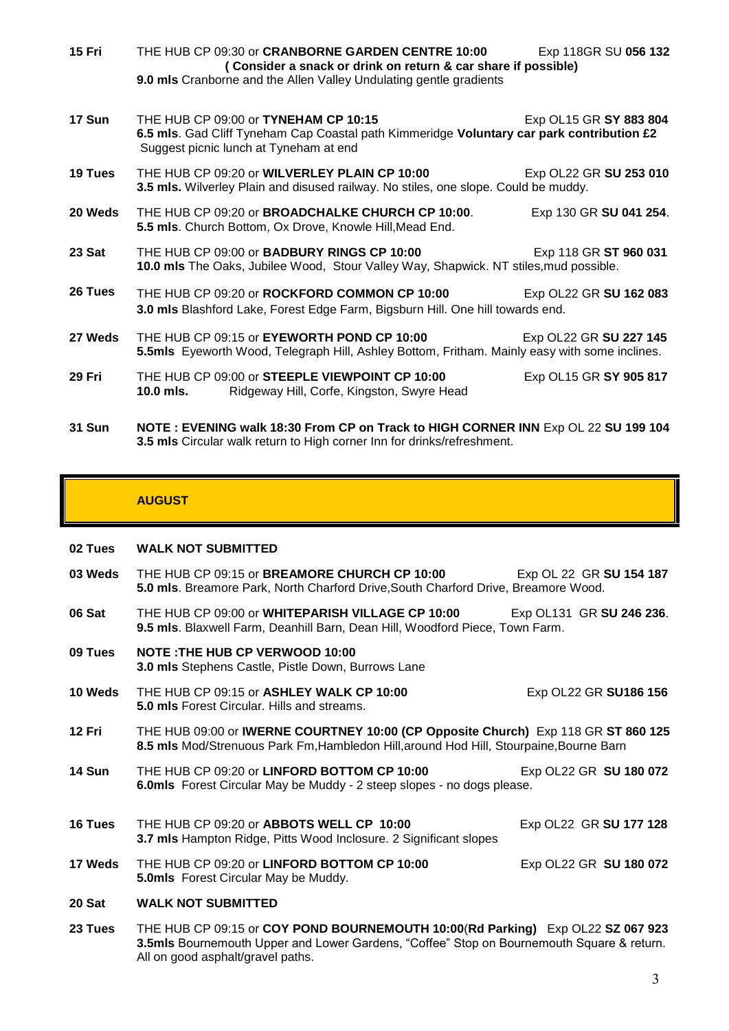**15 Fri** THE HUB CP 09:30 or **CRANBORNE GARDEN CENTRE 10:00** Exp 118GR SU **056 132**
**( Consider a snack or drink on return & car share if possible)**
**9.0 mls** Cranborne and the Allen Valley Undulating gentle gradients

**17 Sun** THE HUB CP 09:00 or **TYNEHAM CP 10:15** Exp OL15 GR **SY 883 804**
**6.5 mls**. Gad Cliff Tyneham Cap Coastal path Kimmeridge **Voluntary car park contribution £2**
Suggest picnic lunch at Tyneham at end

**19 Tues** THE HUB CP 09:20 or **WILVERLEY PLAIN CP 10:00** Exp OL22 GR **SU 253 010**
**3.5 mls.** Wilverley Plain and disused railway. No stiles, one slope. Could be muddy.

**20 Weds** THE HUB CP 09:20 or **BROADCHALKE CHURCH CP 10:00**. Exp 130 GR **SU 041 254**.
**5.5 mls**. Church Bottom, Ox Drove, Knowle Hill,Mead End.

**23 Sat** THE HUB CP 09:00 or **BADBURY RINGS CP 10:00** Exp 118 GR **ST 960 031**
**10.0 mls** The Oaks, Jubilee Wood, Stour Valley Way, Shapwick. NT stiles,mud possible.

**26 Tues** THE HUB CP 09:20 or **ROCKFORD COMMON CP 10:00** Exp OL22 GR **SU 162 083**
**3.0 mls** Blashford Lake, Forest Edge Farm, Bigsburn Hill. One hill towards end.

**27 Weds** THE HUB CP 09:15 or **EYEWORTH POND CP 10:00** Exp OL22 GR **SU 227 145**
**5.5mls** Eyeworth Wood, Telegraph Hill, Ashley Bottom, Fritham. Mainly easy with some inclines.

**29 Fri** THE HUB CP 09:00 or **STEEPLE VIEWPOINT CP 10:00** Exp OL15 GR **SY 905 817**
**10.0 mls.** Ridgeway Hill, Corfe, Kingston, Swyre Head

**31 Sun** **NOTE : EVENING walk 18:30 From CP on Track to HIGH CORNER INN** Exp OL 22 **SU 199 104**
**3.5 mls** Circular walk return to High corner Inn for drinks/refreshment.

## AUGUST

**02 Tues** **WALK NOT SUBMITTED**

**03 Weds** THE HUB CP 09:15 or **BREAMORE CHURCH CP 10:00** Exp OL 22 GR **SU 154 187**
**5.0 mls**. Breamore Park, North Charford Drive,South Charford Drive, Breamore Wood.

**06 Sat** THE HUB CP 09:00 or **WHITEPARISH VILLAGE CP 10:00** Exp OL131 GR **SU 246 236**.
**9.5 mls**. Blaxwell Farm, Deanhill Barn, Dean Hill, Woodford Piece, Town Farm.

**09 Tues** **NOTE :THE HUB CP VERWOOD 10:00**
**3.0 mls** Stephens Castle, Pistle Down, Burrows Lane

**10 Weds** THE HUB CP 09:15 or **ASHLEY WALK CP 10:00** Exp OL22 GR **SU186 156**
**5.0 mls** Forest Circular. Hills and streams.

**12 Fri** THE HUB 09:00 or **IWERNE COURTNEY 10:00 (CP Opposite Church)** Exp 118 GR **ST 860 125**
**8.5 mls** Mod/Strenuous Park Fm,Hambledon Hill,around Hod Hill, Stourpaine,Bourne Barn

**14 Sun** THE HUB CP 09:20 or **LINFORD BOTTOM CP 10:00** Exp OL22 GR **SU 180 072**
**6.0mls** Forest Circular May be Muddy - 2 steep slopes - no dogs please.

**16 Tues** THE HUB CP 09:20 or **ABBOTS WELL CP 10:00** Exp OL22 GR **SU 177 128**
**3.7 mls** Hampton Ridge, Pitts Wood Inclosure. 2 Significant slopes

**17 Weds** THE HUB CP 09:20 or **LINFORD BOTTOM CP 10:00** Exp OL22 GR **SU 180 072**
**5.0mls** Forest Circular May be Muddy.

**20 Sat** **WALK NOT SUBMITTED**

**23 Tues** THE HUB CP 09:15 or **COY POND BOURNEMOUTH 10:00**(**Rd Parking)** Exp OL22 **SZ 067 923**
**3.5mls** Bournemouth Upper and Lower Gardens, "Coffee" Stop on Bournemouth Square & return.
All on good asphalt/gravel paths.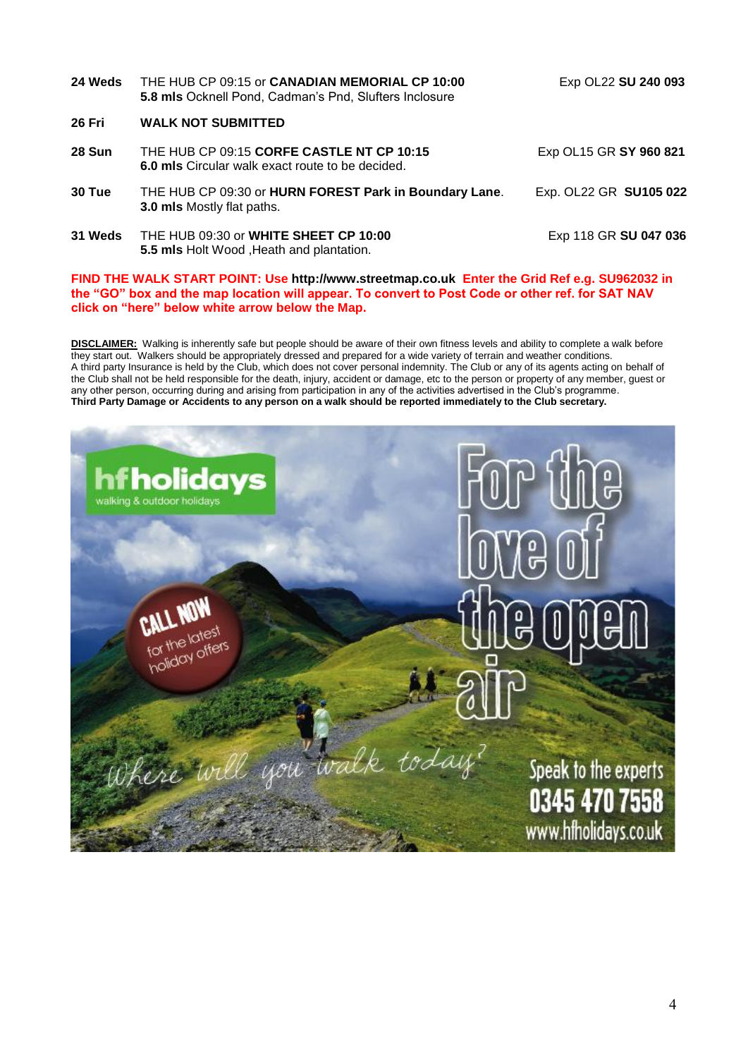| | | |
|---|---|---|
| **24 Weds** | THE HUB CP 09:15 or **CANADIAN MEMORIAL CP 10:00**<br>**5.8 mls** Ocknell Pond, Cadman's Pnd, Slufters Inclosure | Exp OL22 **SU 240 093** |
| **26 Fri** | **WALK NOT SUBMITTED** | |
| **28 Sun** | THE HUB CP 09:15 **CORFE CASTLE NT CP 10:15**<br>**6.0 mls** Circular walk exact route to be decided. | Exp OL15 GR **SY 960 821** |
| **30 Tue** | THE HUB CP 09:30 or **HURN FOREST Park in Boundary Lane**.<br>**3.0 mls** Mostly flat paths. | Exp. OL22 GR **SU105 022** |
| **31 Weds** | THE HUB 09:30 or **WHITE SHEET CP 10:00**<br>**5.5 mls** Holt Wood ,Heath and plantation. | Exp 118 GR **SU 047 036** |

**FIND THE WALK START POINT: Use http://www.streetmap.co.uk Enter the Grid Ref e.g. SU962032 in the "GO" box and the map location will appear. To convert to Post Code or other ref. for SAT NAV click on "here" below white arrow below the Map.**

**DISCLAIMER:** Walking is inherently safe but people should be aware of their own fitness levels and ability to complete a walk before they start out. Walkers should be appropriately dressed and prepared for a wide variety of terrain and weather conditions.
A third party Insurance is held by the Club, which does not cover personal indemnity. The Club or any of its agents acting on behalf of the Club shall not be held responsible for the death, injury, accident or damage, etc to the person or property of any member, guest or any other person, occurring during and arising from participation in any of the activities advertised in the Club's programme.
**Third Party Damage or Accidents to any person on a walk should be reported immediately to the Club secretary.**

hfholidays
walking & outdoor holidays

CALL NOW for the latest holiday offers

For the love of the open air

Where will you walk today?

Speak to the experts
0345 470 7558
www.hfholidays.co.uk